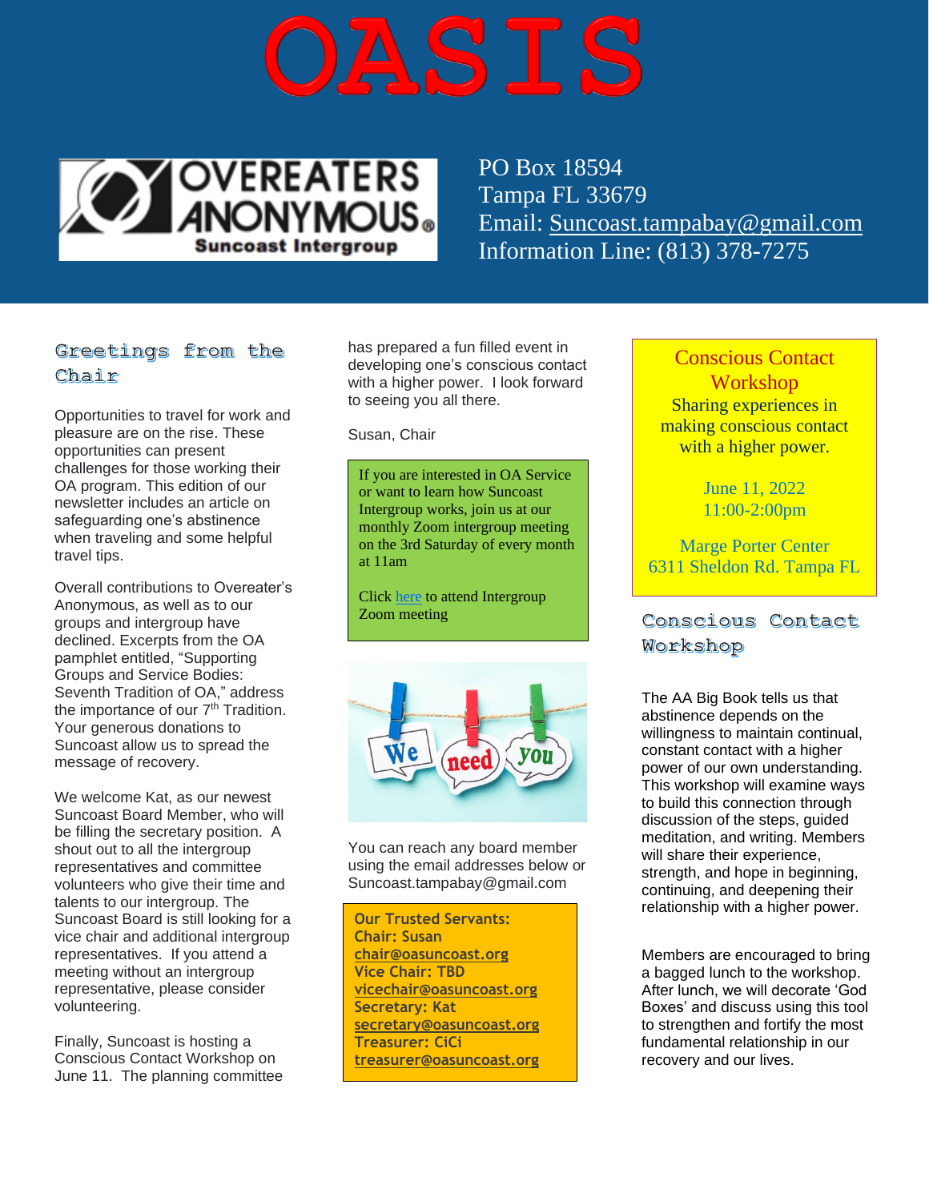# OASIS

OVEREATERS ANONYMOUS® Suncoast Intergroup

PO Box 18594
Tampa FL 33679
Email: Suncoast.tampabay@gmail.com
Information Line: (813) 378-7275

## Greetings from the Chair

Opportunities to travel for work and pleasure are on the rise. These opportunities can present challenges for those working their OA program. This edition of our newsletter includes an article on safeguarding one's abstinence when traveling and some helpful travel tips.

Overall contributions to Overeater's Anonymous, as well as to our groups and intergroup have declined. Excerpts from the OA pamphlet entitled, "Supporting Groups and Service Bodies: Seventh Tradition of OA," address the importance of our 7th Tradition. Your generous donations to Suncoast allow us to spread the message of recovery.

We welcome Kat, as our newest Suncoast Board Member, who will be filling the secretary position. A shout out to all the intergroup representatives and committee volunteers who give their time and talents to our intergroup. The Suncoast Board is still looking for a vice chair and additional intergroup representatives. If you attend a meeting without an intergroup representative, please consider volunteering.

Finally, Suncoast is hosting a Conscious Contact Workshop on June 11. The planning committee has prepared a fun filled event in developing one's conscious contact with a higher power. I look forward to seeing you all there.

Susan, Chair

If you are interested in OA Service or want to learn how Suncoast Intergroup works, join us at our monthly Zoom intergroup meeting on the 3rd Saturday of every month at 11am

Click here to attend Intergroup Zoom meeting

You can reach any board member using the email addresses below or Suncoast.tampabay@gmail.com

**Our Trusted Servants:**
**Chair: Susan**
**chair@oasuncoast.org**
**Vice Chair: TBD**
**vicechair@oasuncoast.org**
**Secretary: Kat**
**secretary@oasuncoast.org**
**Treasurer: CiCi**
**treasurer@oasuncoast.org**

Conscious Contact Workshop
Sharing experiences in making conscious contact with a higher power.

June 11, 2022
11:00-2:00pm

Marge Porter Center
6311 Sheldon Rd. Tampa FL

## Conscious Contact Workshop

The AA Big Book tells us that abstinence depends on the willingness to maintain continual, constant contact with a higher power of our own understanding. This workshop will examine ways to build this connection through discussion of the steps, guided meditation, and writing. Members will share their experience, strength, and hope in beginning, continuing, and deepening their relationship with a higher power.

Members are encouraged to bring a bagged lunch to the workshop. After lunch, we will decorate 'God Boxes' and discuss using this tool to strengthen and fortify the most fundamental relationship in our recovery and our lives.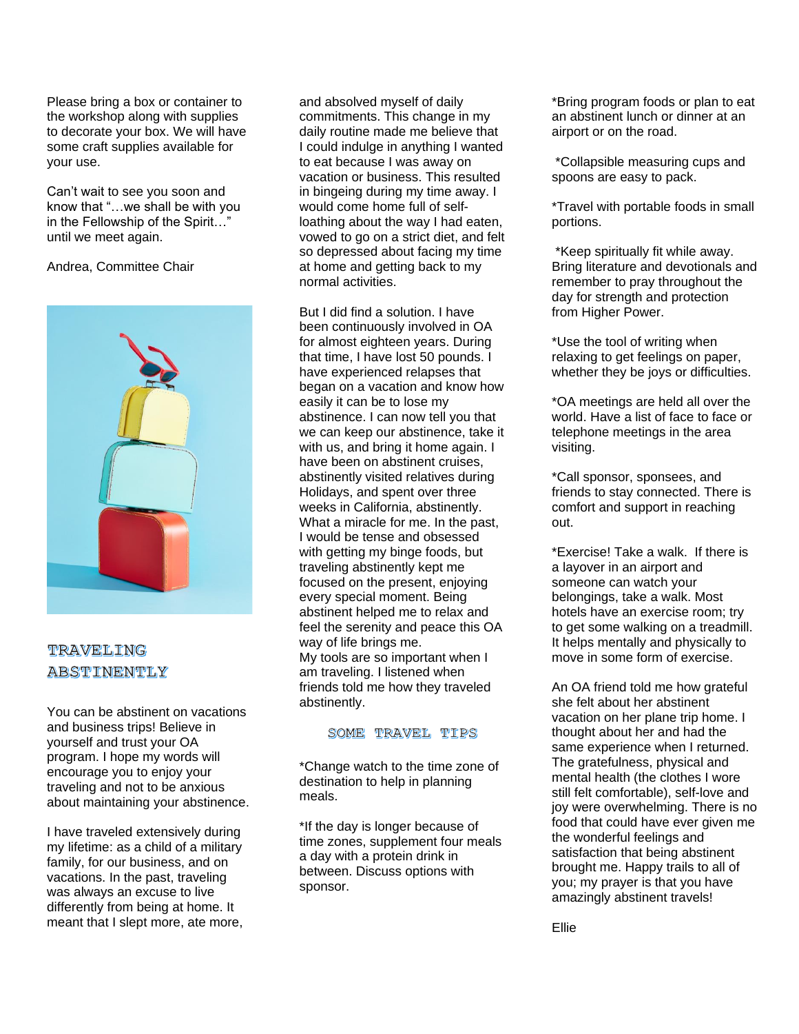Please bring a box or container to the workshop along with supplies to decorate your box. We will have some craft supplies available for your use.

Can't wait to see you soon and know that "…we shall be with you in the Fellowship of the Spirit…" until we meet again.

Andrea, Committee Chair

## TRAVELING ABSTINENTLY

You can be abstinent on vacations and business trips! Believe in yourself and trust your OA program. I hope my words will encourage you to enjoy your traveling and not to be anxious about maintaining your abstinence.

I have traveled extensively during my lifetime: as a child of a military family, for our business, and on vacations. In the past, traveling was always an excuse to live differently from being at home. It meant that I slept more, ate more, and absolved myself of daily commitments. This change in my daily routine made me believe that I could indulge in anything I wanted to eat because I was away on vacation or business. This resulted in bingeing during my time away. I would come home full of self-loathing about the way I had eaten, vowed to go on a strict diet, and felt so depressed about facing my time at home and getting back to my normal activities.

But I did find a solution. I have been continuously involved in OA for almost eighteen years. During that time, I have lost 50 pounds. I have experienced relapses that began on a vacation and know how easily it can be to lose my abstinence. I can now tell you that we can keep our abstinence, take it with us, and bring it home again. I have been on abstinent cruises, abstinently visited relatives during Holidays, and spent over three weeks in California, abstinently. What a miracle for me. In the past, I would be tense and obsessed with getting my binge foods, but traveling abstinently kept me focused on the present, enjoying every special moment. Being abstinent helped me to relax and feel the serenity and peace this OA way of life brings me.
My tools are so important when I am traveling. I listened when friends told me how they traveled abstinently.

### SOME TRAVEL TIPS

*Change watch to the time zone of destination to help in planning meals.

*If the day is longer because of time zones, supplement four meals a day with a protein drink in between. Discuss options with sponsor.

*Bring program foods or plan to eat an abstinent lunch or dinner at an airport or on the road.

*Collapsible measuring cups and spoons are easy to pack.

*Travel with portable foods in small portions.

*Keep spiritually fit while away. Bring literature and devotionals and remember to pray throughout the day for strength and protection from Higher Power.

*Use the tool of writing when relaxing to get feelings on paper, whether they be joys or difficulties.

*OA meetings are held all over the world. Have a list of face to face or telephone meetings in the area visiting.

*Call sponsor, sponsees, and friends to stay connected. There is comfort and support in reaching out.

*Exercise! Take a walk. If there is a layover in an airport and someone can watch your belongings, take a walk. Most hotels have an exercise room; try to get some walking on a treadmill. It helps mentally and physically to move in some form of exercise.

An OA friend told me how grateful she felt about her abstinent vacation on her plane trip home. I thought about her and had the same experience when I returned. The gratefulness, physical and mental health (the clothes I wore still felt comfortable), self-love and joy were overwhelming. There is no food that could have ever given me the wonderful feelings and satisfaction that being abstinent brought me. Happy trails to all of you; my prayer is that you have amazingly abstinent travels!

Ellie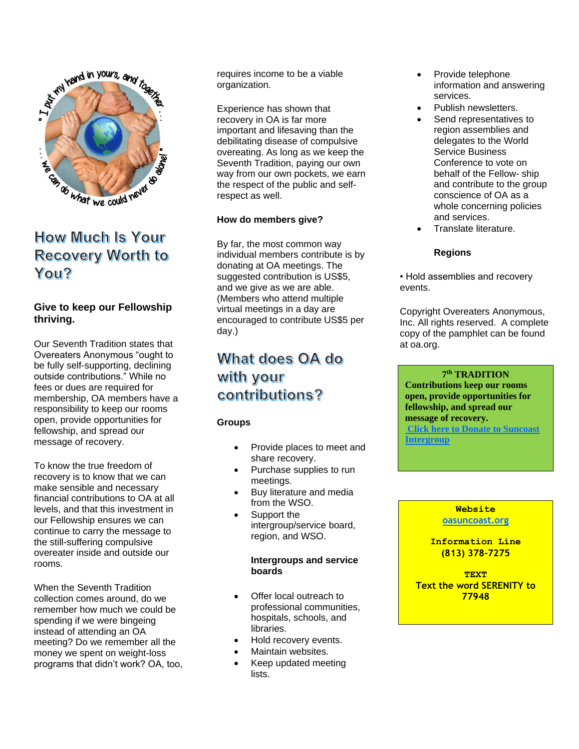"I put my hand in yours, and together... we can do what we could never do alone!"

# How Much Is Your Recovery Worth to You?

**Give to keep our Fellowship thriving.**

Our Seventh Tradition states that Overeaters Anonymous "ought to be fully self-supporting, declining outside contributions." While no fees or dues are required for membership, OA members have a responsibility to keep our rooms open, provide opportunities for fellowship, and spread our message of recovery.

To know the true freedom of recovery is to know that we can make sensible and necessary financial contributions to OA at all levels, and that this investment in our Fellowship ensures we can continue to carry the message to the still-suffering compulsive overeater inside and outside our rooms.

When the Seventh Tradition collection comes around, do we remember how much we could be spending if we were bingeing instead of attending an OA meeting? Do we remember all the money we spent on weight-loss programs that didn't work? OA, too, requires income to be a viable organization.

Experience has shown that recovery in OA is far more important and lifesaving than the debilitating disease of compulsive overeating. As long as we keep the Seventh Tradition, paying our own way from our own pockets, we earn the respect of the public and self-respect as well.

**How do members give?**

By far, the most common way individual members contribute is by donating at OA meetings. The suggested contribution is US$5, and we give as we are able. (Members who attend multiple virtual meetings in a day are encouraged to contribute US$5 per day.)

# What does OA do with your contributions?

**Groups**

- Provide places to meet and share recovery.
- Purchase supplies to run meetings.
- Buy literature and media from the WSO.
- Support the intergroup/service board, region, and WSO.

**Intergroups and service boards**

- Offer local outreach to professional communities, hospitals, schools, and libraries.
- Hold recovery events.
- Maintain websites.
- Keep updated meeting lists.
- Provide telephone information and answering services.
- Publish newsletters.
- Send representatives to region assemblies and delegates to the World Service Business Conference to vote on behalf of the Fellow- ship and contribute to the group conscience of OA as a whole concerning policies and services.
- Translate literature.

**Regions**

- Hold assemblies and recovery events.

Copyright Overeaters Anonymous, Inc. All rights reserved. A complete copy of the pamphlet can be found at oa.org.

**7th TRADITION**
**Contributions keep our rooms open, provide opportunities for fellowship, and spread our message of recovery.**
**Click here to Donate to Suncoast Intergroup**

**Website**
oasuncoast.org

**Information Line**
**(813) 378-7275**

**TEXT**
**Text the word SERENITY to 77948**